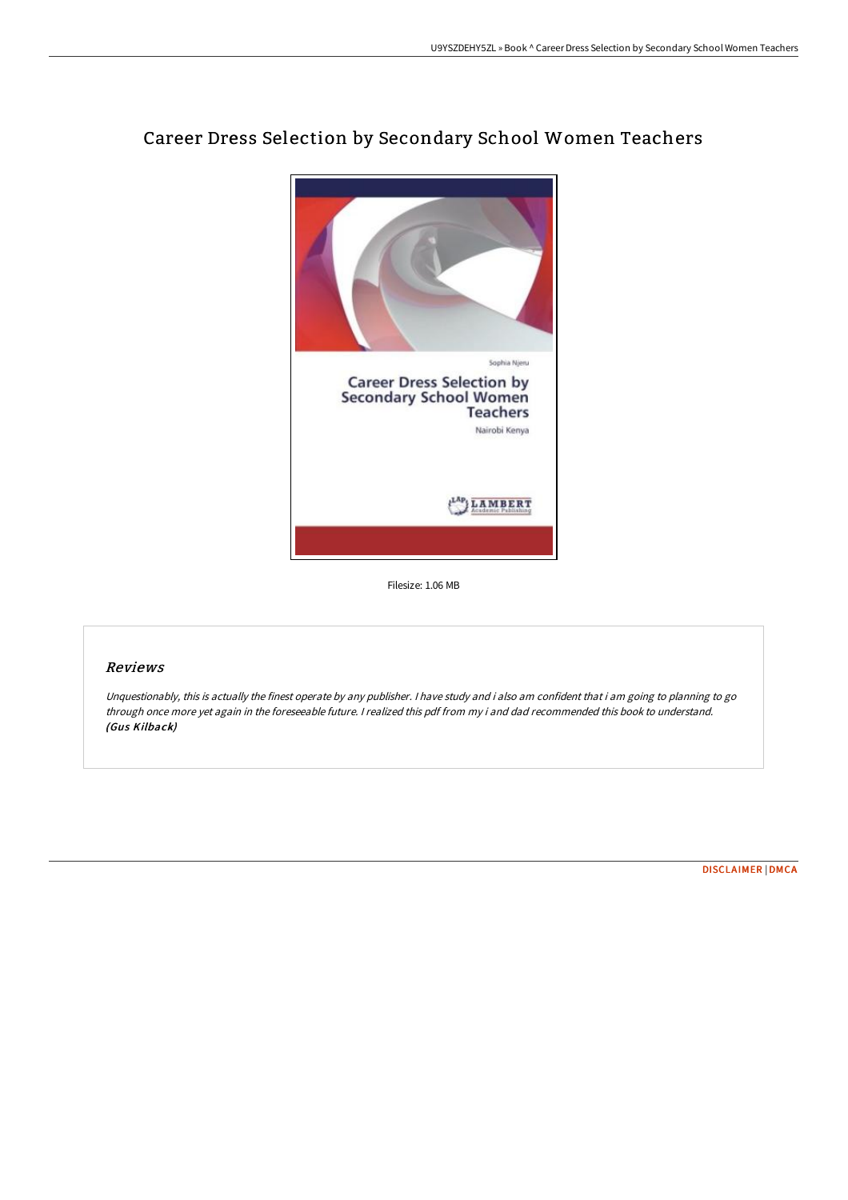# Career Dress Selection by Secondary School Women Teachers

Filesize: 1.06 MB

## Reviews

*Unquestionably, this is actually the finest operate by any publisher. I have study and i also am confident that i am going to planning to go through once more yet again in the foreseeable future. I realized this pdf from my i and dad recommended this book to understand.* ***(Gus Kilback)***

DISCLAIMER | DMCA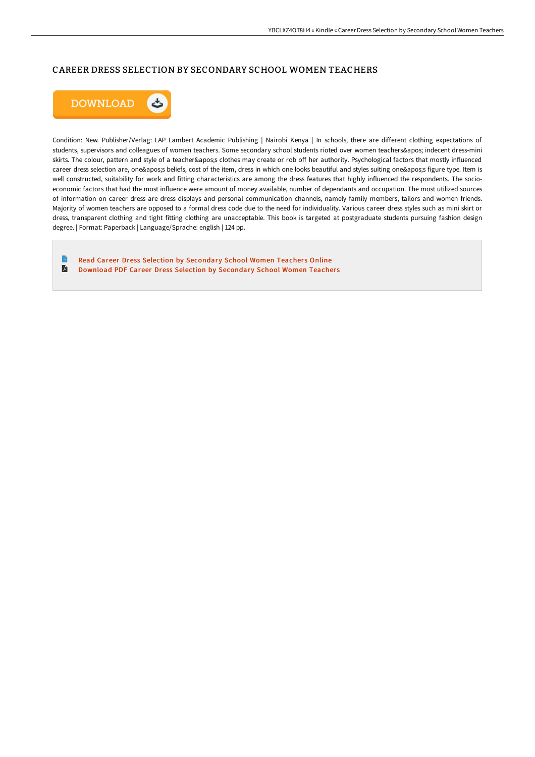# CAREER DRESS SELECTION BY SECONDARY SCHOOL WOMEN TEACHERS

DOWNLOAD

Condition: New. Publisher/Verlag: LAP Lambert Academic Publishing | Nairobi Kenya | In schools, there are different clothing expectations of students, supervisors and colleagues of women teachers. Some secondary school students rioted over women teachers&apos; indecent dress-mini skirts. The colour, pattern and style of a teacher&apos;s clothes may create or rob off her authority. Psychological factors that mostly influenced career dress selection are, one&apos;s beliefs, cost of the item, dress in which one looks beautiful and styles suiting one&apos;s figure type. Item is well constructed, suitability for work and fitting characteristics are among the dress features that highly influenced the respondents. The socio-economic factors that had the most influence were amount of money available, number of dependants and occupation. The most utilized sources of information on career dress are dress displays and personal communication channels, namely family members, tailors and women friends. Majority of women teachers are opposed to a formal dress code due to the need for individuality. Various career dress styles such as mini skirt or dress, transparent clothing and tight fitting clothing are unacceptable. This book is targeted at postgraduate students pursuing fashion design degree. | Format: Paperback | Language/Sprache: english | 124 pp.

- Read Career Dress Selection by Secondary School Women Teachers Online
- Download PDF Career Dress Selection by Secondary School Women Teachers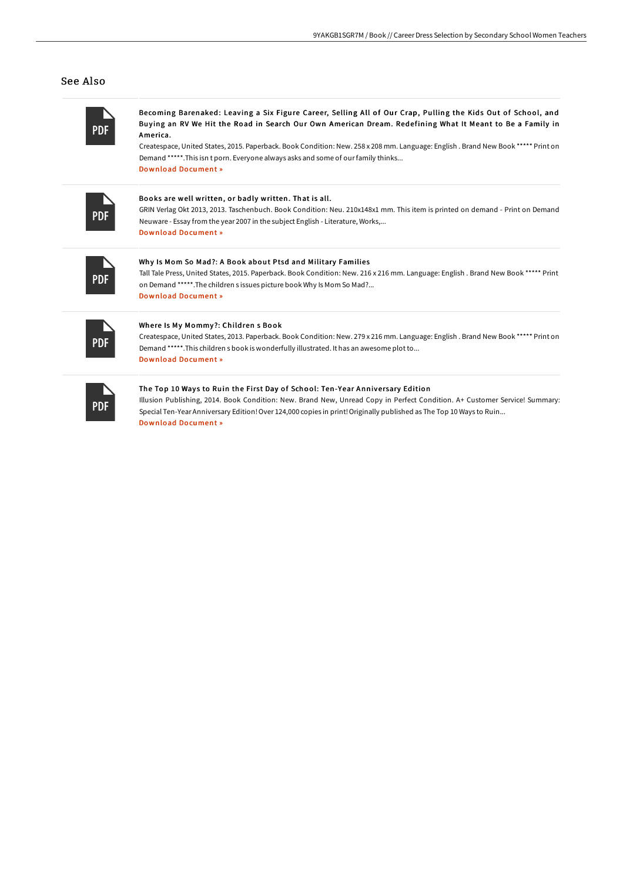## See Also

**Becoming Barenaked: Leaving a Six Figure Career, Selling All of Our Crap, Pulling the Kids Out of School, and Buying an RV We Hit the Road in Search Our Own American Dream. Redefining What It Meant to Be a Family in America.**

Createspace, United States, 2015. Paperback. Book Condition: New. 258 x 208 mm. Language: English . Brand New Book ***** Print on Demand *****.This isn t porn. Everyone always asks and some of our family thinks...

Download Document »

**Books are well written, or badly written. That is all.**

GRIN Verlag Okt 2013, 2013. Taschenbuch. Book Condition: Neu. 210x148x1 mm. This item is printed on demand - Print on Demand Neuware - Essay from the year 2007 in the subject English - Literature, Works,...

Download Document »

**Why Is Mom So Mad?: A Book about Ptsd and Military Families**

Tall Tale Press, United States, 2015. Paperback. Book Condition: New. 216 x 216 mm. Language: English . Brand New Book ***** Print on Demand *****.The children s issues picture book Why Is Mom So Mad?...

Download Document »

**Where Is My Mommy?: Children s Book**

Createspace, United States, 2013. Paperback. Book Condition: New. 279 x 216 mm. Language: English . Brand New Book ***** Print on Demand *****.This children s book is wonderfully illustrated. It has an awesome plot to...

Download Document »

**The Top 10 Ways to Ruin the First Day of School: Ten-Year Anniversary Edition**

Illusion Publishing, 2014. Book Condition: New. Brand New, Unread Copy in Perfect Condition. A+ Customer Service! Summary: Special Ten-Year Anniversary Edition! Over 124,000 copies in print! Originally published as The Top 10 Ways to Ruin...

Download Document »